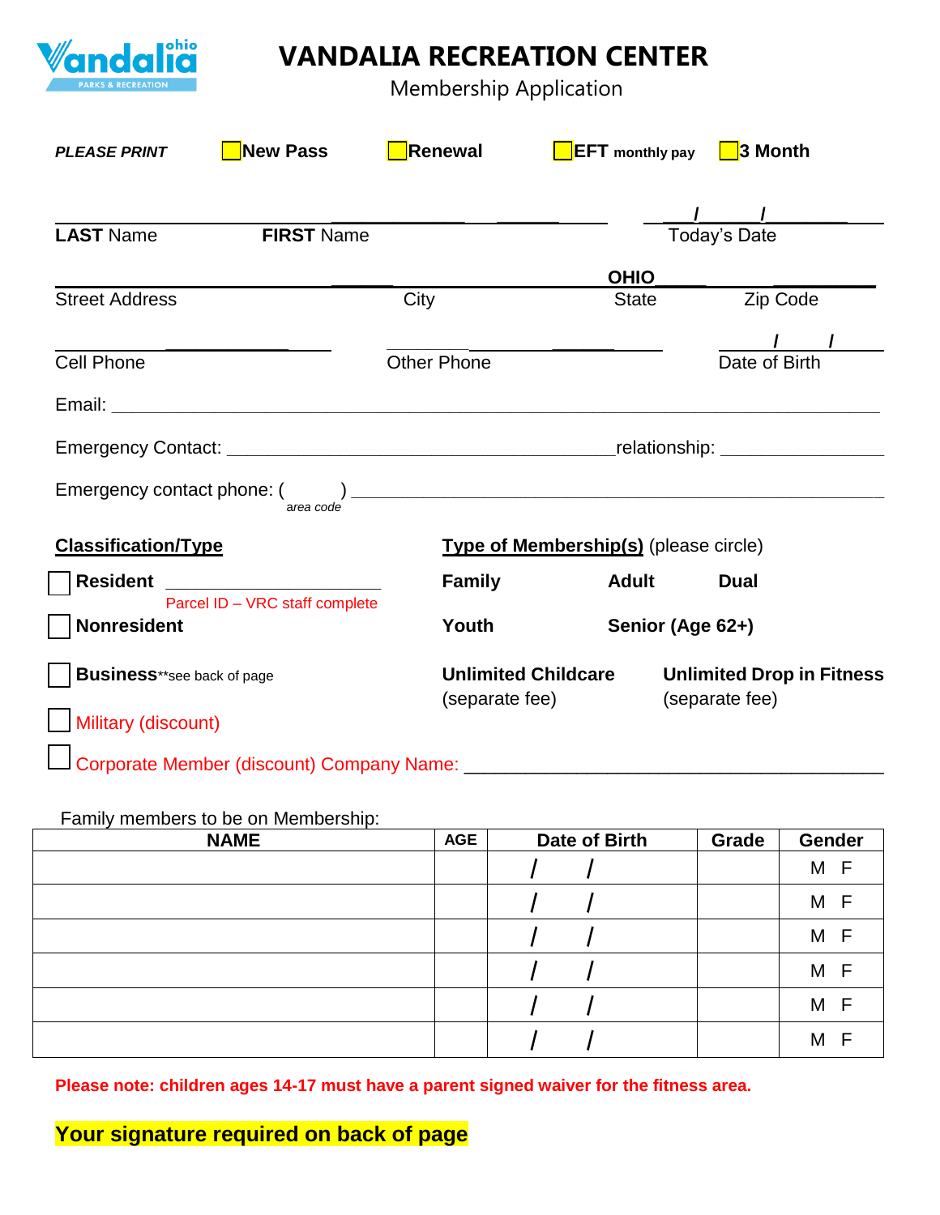# VANDALIA RECREATION CENTER

Membership Application

*PLEASE PRINT* ☐ **New Pass** ☐ **Renewal** ☐ **EFT monthly pay** ☐ **3 Month**

______________________________________________ ______/______/________

**LAST** Name **FIRST** Name Today's Date

______________________________________________ **OHIO**_____ __________

Street Address City State Zip Code

____________________ ____________________ _____/_____/_____

Cell Phone Other Phone Date of Birth

Email: ______________________________________________________________

Emergency Contact: ______________________________ relationship: ______________

Emergency contact phone: ( &nbsp;&nbsp;&nbsp;&nbsp; ) ______________________________________

*area code*

**Classification/Type**

☐ **Resident** ______________________

Parcel ID – VRC staff complete

☐ **Nonresident**

☐ **Business** **see back of page

☐ Military (discount)

☐ Corporate Member (discount) Company Name: ______________________________

**Type of Membership(s)** (please circle)

**Family** **Adult** **Dual**

**Youth** **Senior (Age 62+)**

**Unlimited Childcare** (separate fee)

**Unlimited Drop in Fitness** (separate fee)

Family members to be on Membership:

| NAME | AGE | Date of Birth | Grade | Gender |
|---|---|---|---|---|
| | | / / | | M F |
| | | / / | | M F |
| | | / / | | M F |
| | | / / | | M F |
| | | / / | | M F |
| | | / / | | M F |

**Please note: children ages 14-17 must have a parent signed waiver for the fitness area.**

**Your signature required on back of page**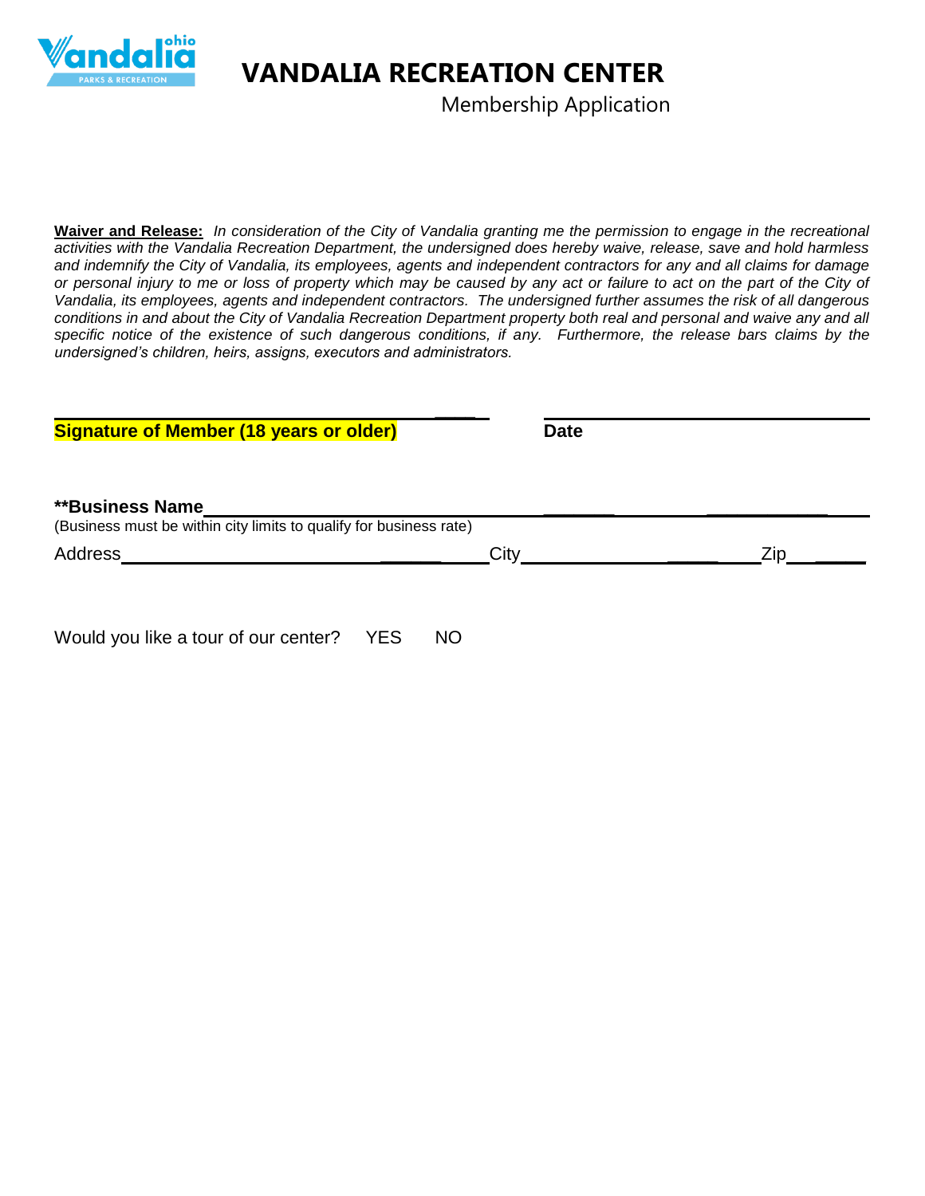# VANDALIA RECREATION CENTER

Membership Application

**Waiver and Release:** *In consideration of the City of Vandalia granting me the permission to engage in the recreational activities with the Vandalia Recreation Department, the undersigned does hereby waive, release, save and hold harmless and indemnify the City of Vandalia, its employees, agents and independent contractors for any and all claims for damage or personal injury to me or loss of property which may be caused by any act or failure to act on the part of the City of Vandalia, its employees, agents and independent contractors. The undersigned further assumes the risk of all dangerous conditions in and about the City of Vandalia Recreation Department property both real and personal and waive any and all specific notice of the existence of such dangerous conditions, if any. Furthermore, the release bars claims by the undersigned's children, heirs, assigns, executors and administrators.*

______________________________________________ ______________________________

**Signature of Member (18 years or older)** **Date**

**\*\*Business Name**______________________________________________________

(Business must be within city limits to qualify for business rate)

Address______________________________ City____________________ Zip__________

Would you like a tour of our center? YES NO